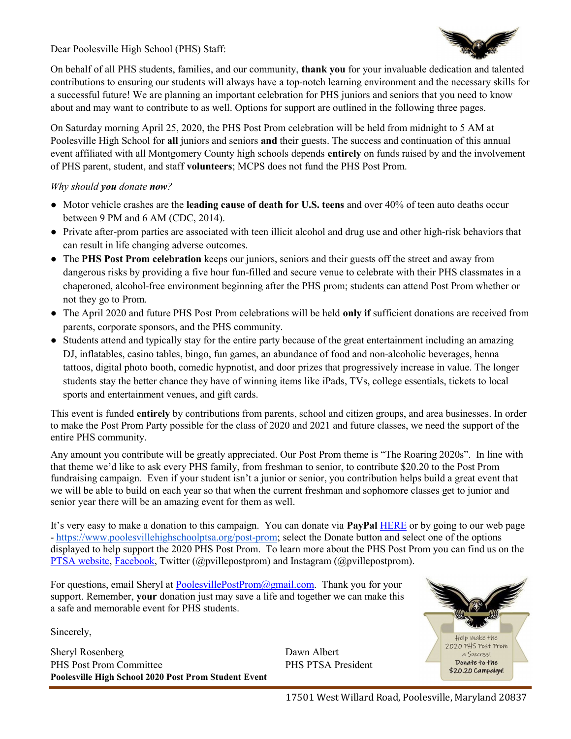Dear Poolesville High School (PHS) Staff:

On behalf of all PHS students, families, and our community, **thank you** for your invaluable dedication and talented contributions to ensuring our students will always have a top-notch learning environment and the necessary skills for a successful future! We are planning an important celebration for PHS juniors and seniors that you need to know about and may want to contribute to as well. Options for support are outlined in the following three pages.

On Saturday morning April 25, 2020, the PHS Post Prom celebration will be held from midnight to 5 AM at Poolesville High School for **all** juniors and seniors **and** their guests. The success and continuation of this annual event affiliated with all Montgomery County high schools depends **entirely** on funds raised by and the involvement of PHS parent, student, and staff **volunteers**; MCPS does not fund the PHS Post Prom.

*Why should **you** donate **now**?*

- Motor vehicle crashes are the **leading cause of death for U.S. teens** and over 40% of teen auto deaths occur between 9 PM and 6 AM (CDC, 2014).
- Private after-prom parties are associated with teen illicit alcohol and drug use and other high-risk behaviors that can result in life changing adverse outcomes.
- The **PHS Post Prom celebration** keeps our juniors, seniors and their guests off the street and away from dangerous risks by providing a five hour fun-filled and secure venue to celebrate with their PHS classmates in a chaperoned, alcohol-free environment beginning after the PHS prom; students can attend Post Prom whether or not they go to Prom.
- The April 2020 and future PHS Post Prom celebrations will be held **only if** sufficient donations are received from parents, corporate sponsors, and the PHS community.
- Students attend and typically stay for the entire party because of the great entertainment including an amazing DJ, inflatables, casino tables, bingo, fun games, an abundance of food and non-alcoholic beverages, henna tattoos, digital photo booth, comedic hypnotist, and door prizes that progressively increase in value. The longer students stay the better chance they have of winning items like iPads, TVs, college essentials, tickets to local sports and entertainment venues, and gift cards.

This event is funded **entirely** by contributions from parents, school and citizen groups, and area businesses. In order to make the Post Prom Party possible for the class of 2020 and 2021 and future classes, we need the support of the entire PHS community.

Any amount you contribute will be greatly appreciated. Our Post Prom theme is "The Roaring 2020s". In line with that theme we'd like to ask every PHS family, from freshman to senior, to contribute $20.20 to the Post Prom fundraising campaign. Even if your student isn't a junior or senior, you contribution helps build a great event that we will be able to build on each year so that when the current freshman and sophomore classes get to junior and senior year there will be an amazing event for them as well.

It's very easy to make a donation to this campaign. You can donate via **PayPal** HERE or by going to our web page - https://www.poolesvillehighschoolptsa.org/post-prom; select the Donate button and select one of the options displayed to help support the 2020 PHS Post Prom. To learn more about the PHS Post Prom you can find us on the PTSA website, Facebook, Twitter (@pvillepostprom) and Instagram (@pvillepostprom).

For questions, email Sheryl at PoolesvillePostProm@gmail.com. Thank you for your support. Remember, **your** donation just may save a life and together we can make this a safe and memorable event for PHS students.

Help make the 2020 PHS Post Prom a Success! Donate to the $20.20 Campaign!

Sincerely,

Sheryl Rosenberg
PHS Post Prom Committee
**Poolesville High School 2020 Post Prom Student Event**

Dawn Albert
PHS PTSA President

17501 West Willard Road, Poolesville, Maryland 20837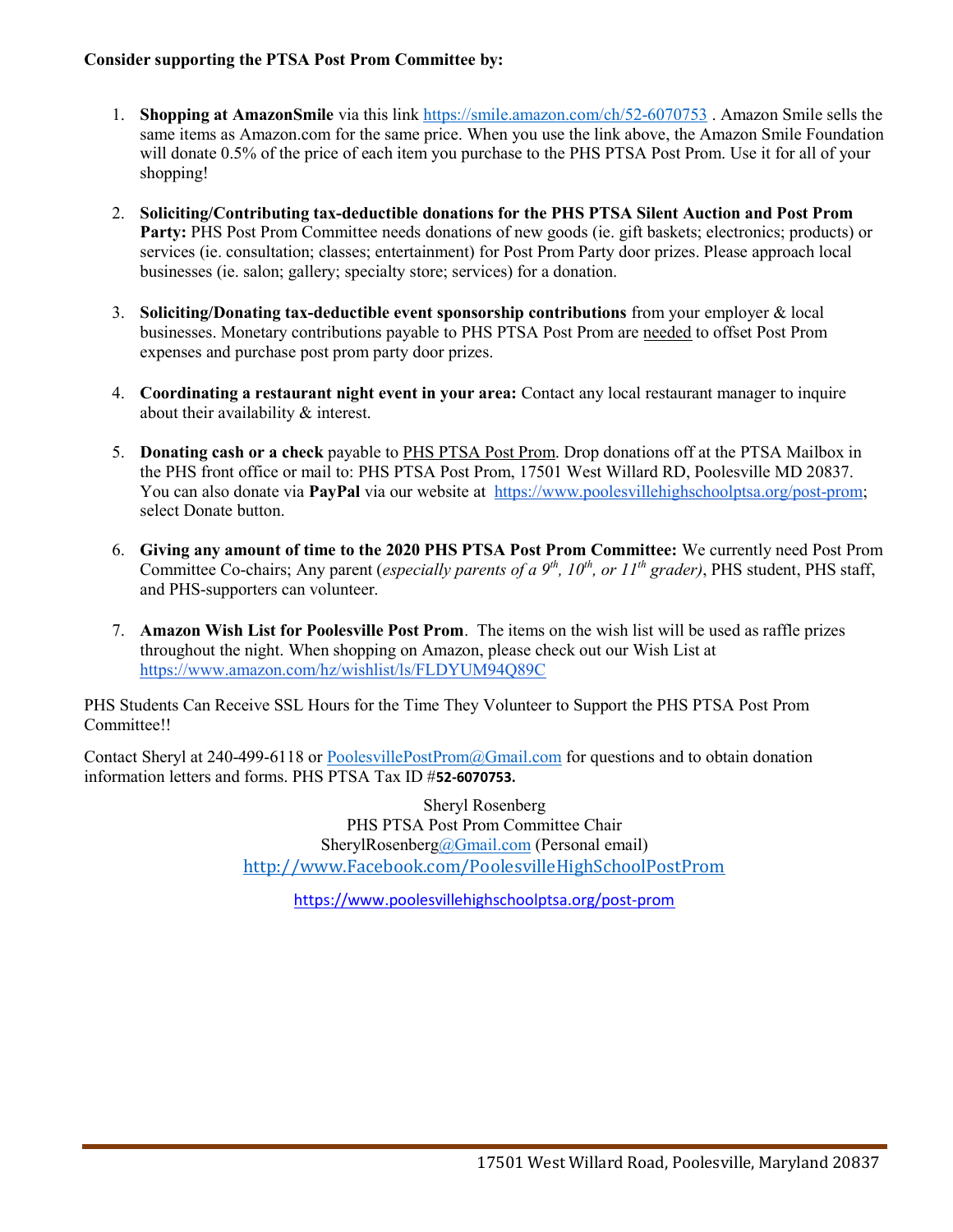**Consider supporting the PTSA Post Prom Committee by:**

1. **Shopping at AmazonSmile** via this link https://smile.amazon.com/ch/52-6070753 . Amazon Smile sells the same items as Amazon.com for the same price. When you use the link above, the Amazon Smile Foundation will donate 0.5% of the price of each item you purchase to the PHS PTSA Post Prom. Use it for all of your shopping!

2. **Soliciting/Contributing tax-deductible donations for the PHS PTSA Silent Auction and Post Prom Party:** PHS Post Prom Committee needs donations of new goods (ie. gift baskets; electronics; products) or services (ie. consultation; classes; entertainment) for Post Prom Party door prizes. Please approach local businesses (ie. salon; gallery; specialty store; services) for a donation.

3. **Soliciting/Donating tax-deductible event sponsorship contributions** from your employer & local businesses. Monetary contributions payable to PHS PTSA Post Prom are needed to offset Post Prom expenses and purchase post prom party door prizes.

4. **Coordinating a restaurant night event in your area:** Contact any local restaurant manager to inquire about their availability & interest.

5. **Donating cash or a check** payable to PHS PTSA Post Prom. Drop donations off at the PTSA Mailbox in the PHS front office or mail to: PHS PTSA Post Prom, 17501 West Willard RD, Poolesville MD 20837. You can also donate via **PayPal** via our website at https://www.poolesvillehighschoolptsa.org/post-prom; select Donate button.

6. **Giving any amount of time to the 2020 PHS PTSA Post Prom Committee:** We currently need Post Prom Committee Co-chairs; Any parent (*especially parents of a 9th, 10th, or 11th grader)*, PHS student, PHS staff, and PHS-supporters can volunteer.

7. **Amazon Wish List for Poolesville Post Prom**. The items on the wish list will be used as raffle prizes throughout the night. When shopping on Amazon, please check out our Wish List at https://www.amazon.com/hz/wishlist/ls/FLDYUM94Q89C

PHS Students Can Receive SSL Hours for the Time They Volunteer to Support the PHS PTSA Post Prom Committee!!

Contact Sheryl at 240-499-6118 or PoolesvillePostProm@Gmail.com for questions and to obtain donation information letters and forms. PHS PTSA Tax ID #**52-6070753.**

Sheryl Rosenberg
PHS PTSA Post Prom Committee Chair
SherylRosenberg@Gmail.com (Personal email)
http://www.Facebook.com/PoolesvilleHighSchoolPostProm

https://www.poolesvillehighschoolptsa.org/post-prom

17501 West Willard Road, Poolesville, Maryland 20837